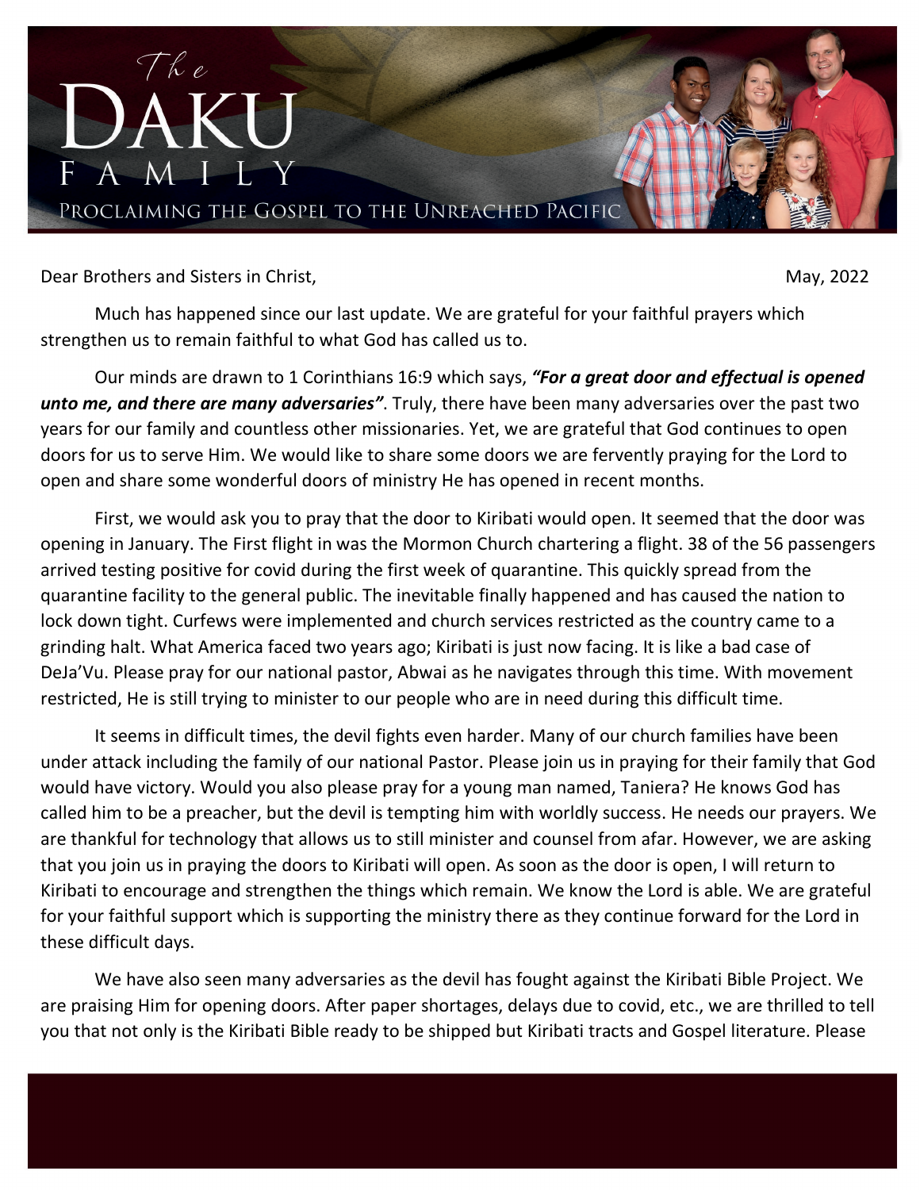# The DAKU FAMILY

PROCLAIMING THE GOSPEL TO THE UNREACHED PACIFIC

Dear Brothers and Sisters in Christ,

May, 2022

Much has happened since our last update. We are grateful for your faithful prayers which strengthen us to remain faithful to what God has called us to.

Our minds are drawn to 1 Corinthians 16:9 which says, ***"For a great door and effectual is opened unto me, and there are many adversaries"***. Truly, there have been many adversaries over the past two years for our family and countless other missionaries. Yet, we are grateful that God continues to open doors for us to serve Him. We would like to share some doors we are fervently praying for the Lord to open and share some wonderful doors of ministry He has opened in recent months.

First, we would ask you to pray that the door to Kiribati would open. It seemed that the door was opening in January. The First flight in was the Mormon Church chartering a flight. 38 of the 56 passengers arrived testing positive for covid during the first week of quarantine. This quickly spread from the quarantine facility to the general public. The inevitable finally happened and has caused the nation to lock down tight. Curfews were implemented and church services restricted as the country came to a grinding halt. What America faced two years ago; Kiribati is just now facing. It is like a bad case of DeJa'Vu. Please pray for our national pastor, Abwai as he navigates through this time. With movement restricted, He is still trying to minister to our people who are in need during this difficult time.

It seems in difficult times, the devil fights even harder. Many of our church families have been under attack including the family of our national Pastor. Please join us in praying for their family that God would have victory. Would you also please pray for a young man named, Taniera? He knows God has called him to be a preacher, but the devil is tempting him with worldly success. He needs our prayers. We are thankful for technology that allows us to still minister and counsel from afar. However, we are asking that you join us in praying the doors to Kiribati will open. As soon as the door is open, I will return to Kiribati to encourage and strengthen the things which remain. We know the Lord is able. We are grateful for your faithful support which is supporting the ministry there as they continue forward for the Lord in these difficult days.

We have also seen many adversaries as the devil has fought against the Kiribati Bible Project. We are praising Him for opening doors. After paper shortages, delays due to covid, etc., we are thrilled to tell you that not only is the Kiribati Bible ready to be shipped but Kiribati tracts and Gospel literature. Please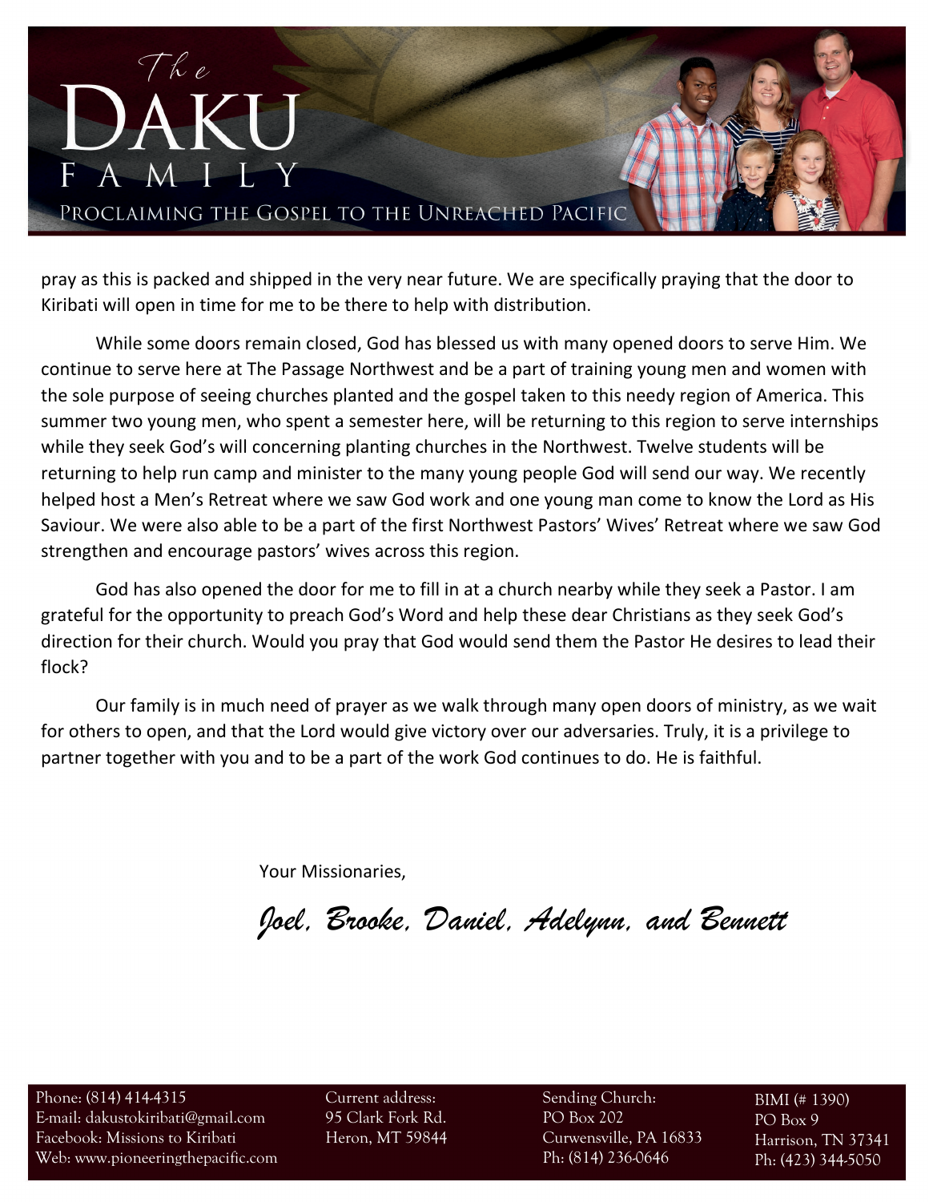# The DAKU FAMILY

PROCLAIMING THE GOSPEL TO THE UNREACHED PACIFIC

pray as this is packed and shipped in the very near future. We are specifically praying that the door to Kiribati will open in time for me to be there to help with distribution.

While some doors remain closed, God has blessed us with many opened doors to serve Him. We continue to serve here at The Passage Northwest and be a part of training young men and women with the sole purpose of seeing churches planted and the gospel taken to this needy region of America. This summer two young men, who spent a semester here, will be returning to this region to serve internships while they seek God's will concerning planting churches in the Northwest. Twelve students will be returning to help run camp and minister to the many young people God will send our way. We recently helped host a Men's Retreat where we saw God work and one young man come to know the Lord as His Saviour. We were also able to be a part of the first Northwest Pastors' Wives' Retreat where we saw God strengthen and encourage pastors' wives across this region.

God has also opened the door for me to fill in at a church nearby while they seek a Pastor. I am grateful for the opportunity to preach God's Word and help these dear Christians as they seek God's direction for their church. Would you pray that God would send them the Pastor He desires to lead their flock?

Our family is in much need of prayer as we walk through many open doors of ministry, as we wait for others to open, and that the Lord would give victory over our adversaries. Truly, it is a privilege to partner together with you and to be a part of the work God continues to do. He is faithful.

Your Missionaries,

*Joel, Brooke, Daniel, Adelynn, and Bennett*

Phone: (814) 414-4315
E-mail: dakustokiribati@gmail.com
Facebook: Missions to Kiribati
Web: www.pioneeringthepacific.com

Current address:
95 Clark Fork Rd.
Heron, MT 59844

Sending Church:
PO Box 202
Curwensville, PA 16833
Ph: (814) 236-0646

BIMI (# 1390)
PO Box 9
Harrison, TN 37341
Ph: (423) 344-5050